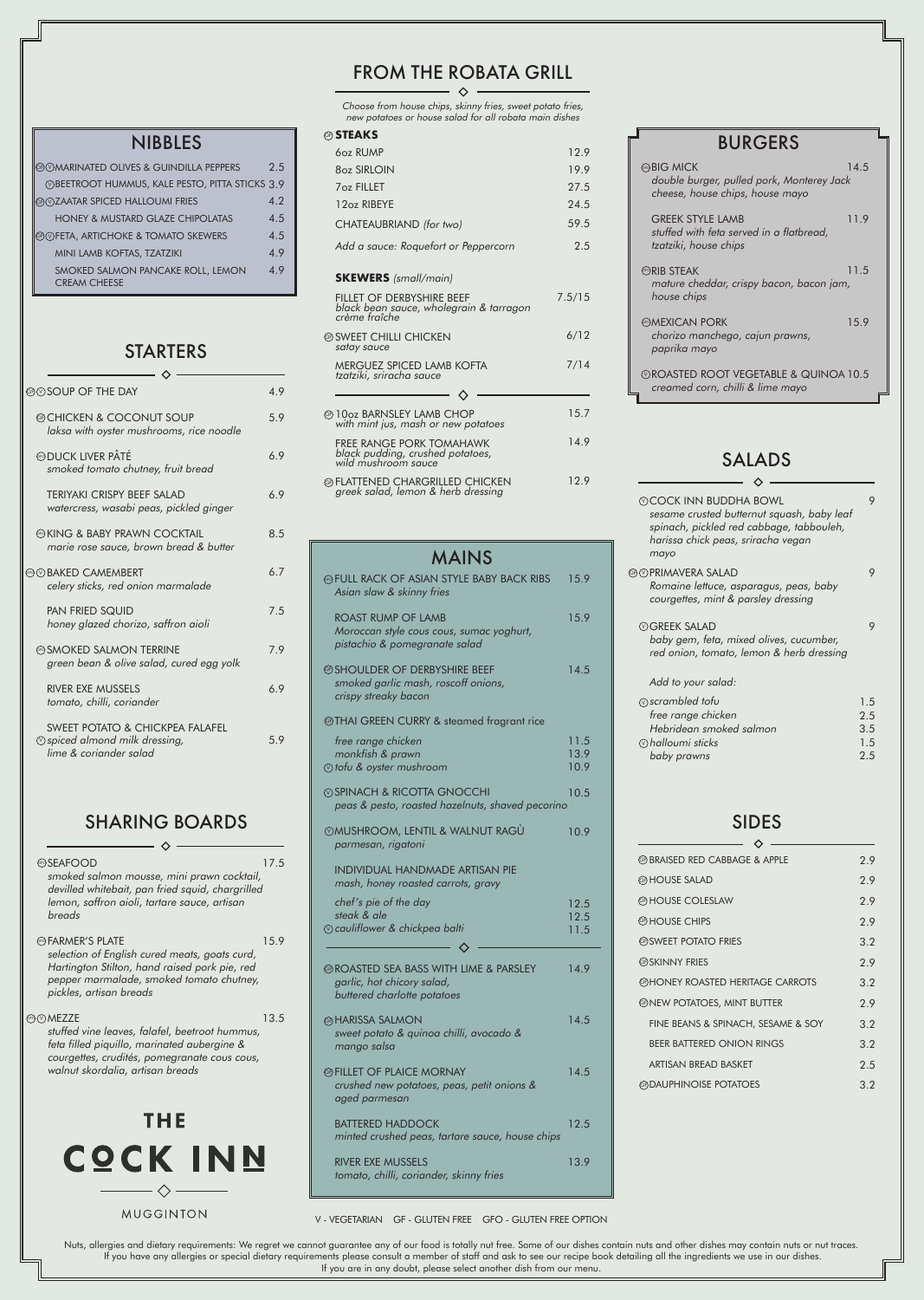# THE COCK INN

MUGGINTON

## NIBBLES

| | |
|---|---|
| GF V MARINATED OLIVES & GUINDILLA PEPPERS | 2.5 |
| V BEETROOT HUMMUS, KALE PESTO, PITTA STICKS | 3.9 |
| GF V ZAATAR SPICED HALLOUMI FRIES | 4.2 |
| HONEY & MUSTARD GLAZE CHIPOLATAS | 4.5 |
| GF V FETA, ARTICHOKE & TOMATO SKEWERS | 4.5 |
| MINI LAMB KOFTAS, TZATZIKI | 4.9 |
| SMOKED SALMON PANCAKE ROLL, LEMON CREAM CHEESE | 4.9 |

## STARTERS

| | |
|---|---|
| GF V SOUP OF THE DAY | 4.9 |
| GF CHICKEN & COCONUT SOUP *laksa with oyster mushrooms, rice noodle* | 5.9 |
| GF DUCK LIVER PÂTÉ *smoked tomato chutney, fruit bread* | 6.9 |
| TERIYAKI CRISPY BEEF SALAD *watercress, wasabi peas, pickled ginger* | 6.9 |
| GF KING & BABY PRAWN COCKTAIL *marie rose sauce, brown bread & butter* | 8.5 |
| GF V BAKED CAMEMBERT *celery sticks, red onion marmalade* | 6.7 |
| PAN FRIED SQUID *honey glazed chorizo, saffron aioli* | 7.5 |
| GF SMOKED SALMON TERRINE *green bean & olive salad, cured egg yolk* | 7.9 |
| RIVER EXE MUSSELS *tomato, chilli, coriander* | 6.9 |
| SWEET POTATO & CHICKPEA FALAFEL V *spiced almond milk dressing, lime & coriander salad* | 5.9 |

## SHARING BOARDS

| | |
|---|---|
| GF SEAFOOD *smoked salmon mousse, mini prawn cocktail, devilled whitebait, pan fried squid, chargrilled lemon, saffron aioli, tartare sauce, artisan breads* | 17.5 |
| GF FARMER'S PLATE *selection of English cured meats, goats curd, Hartington Stilton, hand raised pork pie, red pepper marmalade, smoked tomato chutney, pickles, artisan breads* | 15.9 |
| GF V MEZZE *stuffed vine leaves, falafel, beetroot hummus, feta filled piquillo, marinated aubergine & courgettes, crudités, pomegranate cous cous, walnut skordalia, artisan breads* | 13.5 |

## FROM THE ROBATA GRILL

*Choose from house chips, skinny fries, sweet potato fries, new potatoes or house salad for all robata main dishes*

### GF STEAKS

| | |
|---|---|
| 6oz RUMP | 12.9 |
| 8oz SIRLOIN | 19.9 |
| 7oz FILLET | 27.5 |
| 12oz RIBEYE | 24.5 |
| CHATEAUBRIAND *(for two)* | 59.5 |
| *Add a sauce: Roquefort or Peppercorn* | 2.5 |

### SKEWERS *(small/main)*

| | |
|---|---|
| FILLET OF DERBYSHIRE BEEF *black bean sauce, wholegrain & tarragon crème fraîche* | 7.5/15 |
| GF SWEET CHILLI CHICKEN *satay sauce* | 6/12 |
| MERGUEZ SPICED LAMB KOFTA *tzatziki, sriracha sauce* | 7/14 |
| GF 10oz BARNSLEY LAMB CHOP *with mint jus, mash or new potatoes* | 15.7 |
| FREE RANGE PORK TOMAHAWK *black pudding, crushed potatoes, wild mushroom sauce* | 14.9 |
| GF FLATTENED CHARGRILLED CHICKEN *greek salad, lemon & herb dressing* | 12.9 |

## MAINS

| | |
|---|---|
| GF FULL RACK OF ASIAN STYLE BABY BACK RIBS *Asian slaw & skinny fries* | 15.9 |
| ROAST RUMP OF LAMB *Moroccan style cous cous, sumac yoghurt, pistachio & pomegranate salad* | 15.9 |
| GF SHOULDER OF DERBYSHIRE BEEF *smoked garlic mash, roscoff onions, crispy streaky bacon* | 14.5 |
| GF THAI GREEN CURRY & steamed fragrant rice | |
| *free range chicken* | 11.5 |
| *monkfish & prawn* | 13.9 |
| V *tofu & oyster mushroom* | 10.9 |
| V SPINACH & RICOTTA GNOCCHI *peas & pesto, roasted hazelnuts, shaved pecorino* | 10.5 |
| V MUSHROOM, LENTIL & WALNUT RAGÙ *parmesan, rigatoni* | 10.9 |
| INDIVIDUAL HANDMADE ARTISAN PIE *mash, honey roasted carrots, gravy* | |
| *chef's pie of the day* | 12.5 |
| *steak & ale* | 12.5 |
| V *cauliflower & chickpea balti* | 11.5 |
| GF ROASTED SEA BASS WITH LIME & PARSLEY *garlic, hot chicory salad, buttered charlotte potatoes* | 14.9 |
| GF HARISSA SALMON *sweet potato & quinoa chilli, avocado & mango salsa* | 14.5 |
| GF FILLET OF PLAICE MORNAY *crushed new potatoes, peas, petit onions & aged parmesan* | 14.5 |
| BATTERED HADDOCK *minted crushed peas, tartare sauce, house chips* | 12.5 |
| RIVER EXE MUSSELS *tomato, chilli, coriander, skinny fries* | 13.9 |

## BURGERS

| | |
|---|---|
| GF BIG MICK *double burger, pulled pork, Monterey Jack cheese, house chips, house mayo* | 14.5 |
| GREEK STYLE LAMB *stuffed with feta served in a flatbread, tzatziki, house chips* | 11.9 |
| GF RIB STEAK *mature cheddar, crispy bacon, bacon jam, house chips* | 11.5 |
| GF MEXICAN PORK *chorizo manchego, cajun prawns, paprika mayo* | 15.9 |
| V ROASTED ROOT VEGETABLE & QUINOA *creamed corn, chilli & lime mayo* | 10.5 |

## SALADS

| | |
|---|---|
| V COCK INN BUDDHA BOWL *sesame crusted butternut squash, baby leaf spinach, pickled red cabbage, tabbouleh, harissa chick peas, sriracha vegan mayo* | 9 |
| GF V PRIMAVERA SALAD *Romaine lettuce, asparagus, peas, baby courgettes, mint & parsley dressing* | 9 |
| V GREEK SALAD *baby gem, feta, mixed olives, cucumber, red onion, tomato, lemon & herb dressing* | 9 |

*Add to your salad:*

| | |
|---|---|
| V *scrambled tofu* | 1.5 |
| *free range chicken* | 2.5 |
| *Hebridean smoked salmon* | 3.5 |
| V *halloumi sticks* | 1.5 |
| *baby prawns* | 2.5 |

## SIDES

| | |
|---|---|
| GF BRAISED RED CABBAGE & APPLE | 2.9 |
| GF HOUSE SALAD | 2.9 |
| GF HOUSE COLESLAW | 2.9 |
| GF HOUSE CHIPS | 2.9 |
| GF SWEET POTATO FRIES | 3.2 |
| GF SKINNY FRIES | 2.9 |
| GF HONEY ROASTED HERITAGE CARROTS | 3.2 |
| GF NEW POTATOES, MINT BUTTER | 2.9 |
| FINE BEANS & SPINACH, SESAME & SOY | 3.2 |
| BEER BATTERED ONION RINGS | 3.2 |
| ARTISAN BREAD BASKET | 2.5 |
| GF DAUPHINOISE POTATOES | 3.2 |

V - VEGETARIAN GF - GLUTEN FREE GFO - GLUTEN FREE OPTION

Nuts, allergies and dietary requirements: We regret we cannot guarantee any of our food is totally nut free. Some of our dishes contain nuts and other dishes may contain nuts or nut traces. If you have any allergies or special dietary requirements please consult a member of staff and ask to see our recipe book detailing all the ingredients we use in our dishes. If you are in any doubt, please select another dish from our menu.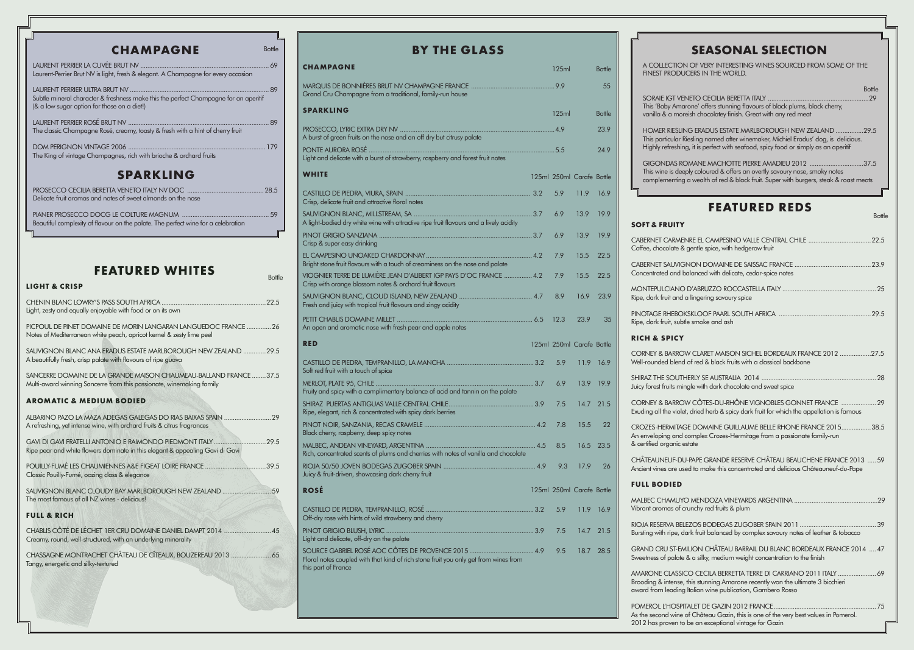## CHAMPAGNE

Bottle

LAURENT PERRIER LA CUVÉE BRUT NV ... 69
Laurent-Perrier Brut NV is light, fresh & elegant. A Champagne for every occasion

LAURENT PERRIER ULTRA BRUT NV ... 89
Subtle mineral character & freshness make this the perfect Champagne for an aperitif (& a low sugar option for those on a diet!)

LAURENT PERRIER ROSÉ BRUT NV ... 89
The classic Champagne Rosé, creamy, toasty & fresh with a hint of cherry fruit

DOM PERIGNON VINTAGE 2006 ... 179
The King of vintage Champagnes, rich with brioche & orchard fruits

## SPARKLING

PROSECCO CECILIA BERETTA VENETO ITALY NV DOC ... 28.5
Delicate fruit aromas and notes of sweet almonds on the nose

PIANER PROSECCO DOCG LE COLTURE MAGNUM ... 59
Beautiful complexity of flavour on the palate. The perfect wine for a celebration

## FEATURED WHITES

Bottle

### LIGHT & CRISP

CHENIN BLANC LOWRY'S PASS SOUTH AFRICA ... 22.5
Light, zesty and equally enjoyable with food or on its own

PICPOUL DE PINET DOMAINE DE MORIN LANGARAN LANGUEDOC FRANCE ... 26
Notes of Mediterranean white peach, apricot kernel & zesty lime peel

SAUVIGNON BLANC ANA ERADUS ESTATE MARLBOROUGH NEW ZEALAND ... 29.5
A beautifully fresh, crisp palate with flavours of ripe guava

SANCERRE DOMAINE DE LA GRANDE MAISON CHAUMEAU-BALLAND FRANCE ... 37.5
Multi-award winning Sancerre from this passionate, winemaking family

### AROMATIC & MEDIUM BODIED

ALBARINO PAZO LA MAZA ADEGAS GALEGAS DO RIAS BAIXAS SPAIN ... 29
A refreshing, yet intense wine, with orchard fruits & citrus fragrances

GAVI DI GAVI FRATELLI ANTONIO E RAIMONDO PIEDMONT ITALY ... 29.5
Ripe pear and white flowers dominate in this elegant & appealing Gavi di Gavi

POUILLY-FUMÉ LES CHAUMIENNES A&E FIGEAT LOIRE FRANCE ... 39.5
Classic Pouilly-Fumé, oozing class & elegance

SAUVIGNON BLANC CLOUDY BAY MARLBOROUGH NEW ZEALAND ... 59
The most famous of all NZ wines - delicious!

### FULL & RICH

CHABLIS CÔTÉ DE LÉCHET 1ER CRU DOMAINE DANIEL DAMPT 2014 ... 45
Creamy, round, well-structured, with an underlying minerality

CHASSAGNE MONTRACHET CHÂTEAU DE CÎTEAUX, BOUZEREAU 2013 ... 65
Tangy, energetic and silky-textured

## BY THE GLASS

### CHAMPAGNE

| | 125ml | Bottle |
|---|---|---|
| MARQUIS DE BONNIÈRES BRUT NV CHAMPAGNE FRANCE<br>Grand Cru Champagne from a traditional, family-run house | 9.9 | 55 |

### SPARKLING

| | 125ml | Bottle |
|---|---|---|
| PROSECCO, LYRIC EXTRA DRY NV<br>A burst of green fruits on the nose and an off dry but citrusy palate | 4.9 | 23.9 |
| PONTE AURORA ROSÉ<br>Light and delicate with a burst of strawberry, raspberry and forest fruit notes | 5.5 | 24.9 |

### WHITE

| | 125ml | 250ml | Carafe | Bottle |
|---|---|---|---|---|
| CASTILLO DE PIEDRA, VIURA, SPAIN<br>Crisp, delicate fruit and attractive floral notes | 3.2 | 5.9 | 11.9 | 16.9 |
| SAUVIGNON BLANC, MILLSTREAM, SA<br>A light-bodied dry white wine with attractive ripe fruit flavours and a lively acidity | 3.7 | 6.9 | 13.9 | 19.9 |
| PINOT GRIGIO SANZIANA<br>Crisp & super easy drinking | 3.7 | 6.9 | 13.9 | 19.9 |
| EL CAMPESINO UNOAKED CHARDONNAY<br>Bright stone fruit flavours with a touch of creaminess on the nose and palate | 4.2 | 7.9 | 15.5 | 22.5 |
| VIOGNIER TERRE DE LUMIÈRE JEAN D'ALIBERT IGP PAYS D'OC FRANCE<br>Crisp with orange blossom notes & orchard fruit flavours | 4.2 | 7.9 | 15.5 | 22.5 |
| SAUVIGNON BLANC, CLOUD ISLAND, NEW ZEALAND<br>Fresh and juicy with tropical fruit flavours and zingy acidity | 4.7 | 8.9 | 16.9 | 23.9 |
| PETIT CHABLIS DOMAINE MILLET<br>An open and aromatic nose with fresh pear and apple notes | 6.5 | 12.3 | 23.9 | 35 |

### RED

| | 125ml | 250ml | Carafe | Bottle |
|---|---|---|---|---|
| CASTILLO DE PIEDRA, TEMPRANILLO, LA MANCHA<br>Soft red fruit with a touch of spice | 3.2 | 5.9 | 11.9 | 16.9 |
| MERLOT, PLATE 95, CHILE<br>Fruity and spicy with a complimentary balance of acid and tannin on the palate | 3.7 | 6.9 | 13.9 | 19.9 |
| SHIRAZ PUERTAS ANTIGUAS VALLE CENTRAL CHILE<br>Ripe, elegant, rich & concentrated with spicy dark berries | 3.9 | 7.5 | 14.7 | 21.5 |
| PINOT NOIR, SANZANIA, RECAS CRAMELE<br>Black cherry, raspberry, deep spicy notes | 4.2 | 7.8 | 15.5 | 22 |
| MALBEC, ANDEAN VINEYARD, ARGENTINA<br>Rich, concentrated scents of plums and cherries with notes of vanilla and chocolate | 4.5 | 8.5 | 16.5 | 23.5 |
| RIOJA 50/50 JOVEN BODEGAS ZUGOBER SPAIN<br>Juicy & fruit-driven, showcasing dark cherry fruit | 4.9 | 9.3 | 17.9 | 26 |

### ROSÉ

| | 125ml | 250ml | Carafe | Bottle |
|---|---|---|---|---|
| CASTILLO DE PIEDRA, TEMPRANILLO, ROSÉ<br>Off-dry rose with hints of wild strawberry and cherry | 3.2 | 5.9 | 11.9 | 16.9 |
| PINOT GRIGIO BLUSH, LYRIC<br>Light and delicate, off-dry on the palate | 3.9 | 7.5 | 14.7 | 21.5 |
| SOURCE GABRIEL ROSÉ AOC CÔTES DE PROVENCE 2015<br>Floral notes coupled with that kind of rich stone fruit you only get from wines from this part of France | 4.9 | 9.5 | 18.7 | 28.5 |

## SEASONAL SELECTION

A COLLECTION OF VERY INTERESTING WINES SOURCED FROM SOME OF THE FINEST PRODUCERS IN THE WORLD.

Bottle

SORAIE IGT VENETO CECILIA BERETTA ITALY ... 29
This 'Baby Amarone' offers stunning flavours of black plums, black cherry, vanilla & a moreish chocolatey finish. Great with any red meat

HOMER RIESLING ERADUS ESTATE MARLBOROUGH NEW ZEALAND ... 29.5
This particular Riesling named after winemaker, Michiel Eradus' dog, is delicious. Highly refreshing, it is perfect with seafood, spicy food or simply as an aperitif

GIGONDAS ROMANE MACHOTTE PIERRE AMADIEU 2012 ... 37.5
This wine is deeply coloured & offers an overtly savoury nose, smoky notes complementing a wealth of red & black fruit. Super with burgers, steak & roast meats

## FEATURED REDS

Bottle

### SOFT & FRUITY

CABERNET CARMENRE EL CAMPESINO VALLE CENTRAL CHILE ... 22.5
Coffee, chocolate & gentle spice, with hedgerow fruit

CABERNET SAUVIGNON DOMAINE DE SAISSAC FRANCE ... 23.9
Concentrated and balanced with delicate, cedar-spice notes

MONTEPULCIANO D'ABRUZZO ROCCASTELLA ITALY ... 25
Ripe, dark fruit and a lingering savoury spice

PINOTAGE RHEBOKSKLOOF PAARL SOUTH AFRICA ... 29.5
Ripe, dark fruit, subtle smoke and ash

### RICH & SPICY

CORNEY & BARROW CLARET MAISON SICHEL BORDEAUX FRANCE 2012 ... 27.5
Well-rounded blend of red & black fruits with a classical backbone

SHIRAZ THE SOUTHERLY SE AUSTRALIA 2014 ... 28
Juicy forest fruits mingle with dark chocolate and sweet spice

CORNEY & BARROW CÔTES-DU-RHÔNE VIGNOBLES GONNET FRANCE ... 29
Exuding all the violet, dried herb & spicy dark fruit for which the appellation is famous

CROZES-HERMITAGE DOMAINE GUILLAUME BELLE RHONE FRANCE 2015 ... 38.5
An enveloping and complex Crozes-Hermitage from a passionate family-run & certified organic estate

CHÂTEAUNEUF-DU-PAPE GRANDE RESERVE CHÂTEAU BEAUCHENE FRANCE 2013 ... 59
Ancient vines are used to make this concentrated and delicious Châteauneuf-du-Pape

### FULL BODIED

MALBEC CHAMUYO MENDOZA VINEYARDS ARGENTINA ... 29
Vibrant aromas of crunchy red fruits & plum

RIOJA RESERVA BELEZOS BODEGAS ZUGOBER SPAIN 2011 ... 39
Bursting with ripe, dark fruit balanced by complex savoury notes of leather & tobacco

GRAND CRU ST-EMILION CHÂTEAU BARRAIL DU BLANC BORDEAUX FRANCE 2014 ... 47
Sweetness of palate & a silky, medium weight concentration to the finish

AMARONE CLASSICO CECILA BERRETTA TERRE DI CARRIANO 2011 ITALY ... 69
Brooding & intense, this stunning Amarone recently won the ultimate 3 bicchieri award from leading Italian wine publication, Gambero Rosso

POMEROL L'HOSPITALET DE GAZIN 2012 FRANCE ... 75
As the second wine of Château Gazin, this is one of the very best values in Pomerol. 2012 has proven to be an exceptional vintage for Gazin